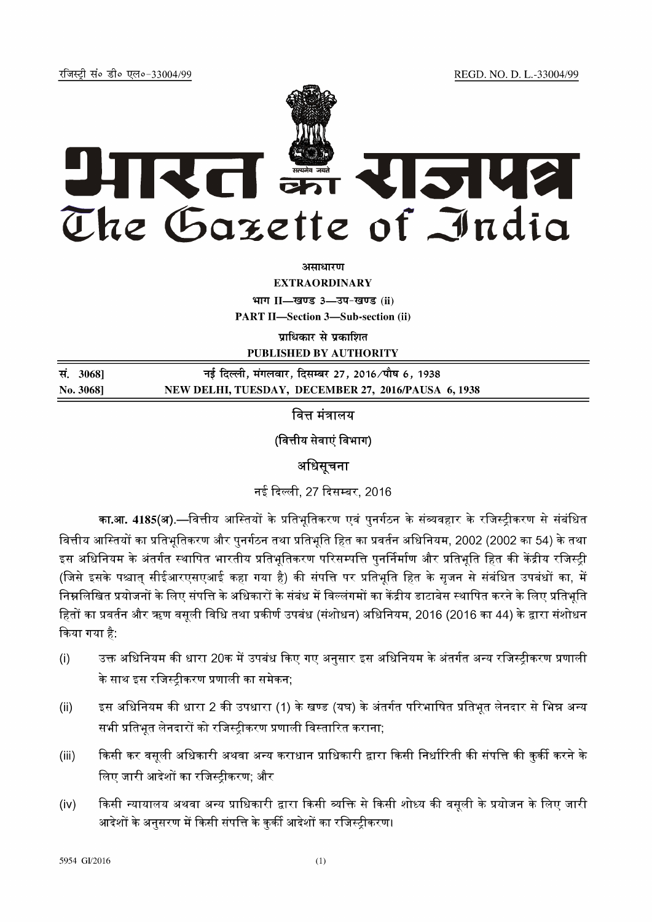रजिस्ट्री सं० डी० एल०-33004/99 REGD. NO. D. L.-33004/99

# भारत का राजपत्र
# The Gazette of India

**असाधारण**

**EXTRAORDINARY**

**भाग II—खण्ड 3—उप-खण्ड (ii)**

**PART II—Section 3—Sub-section (ii)**

**प्राधिकार से प्रकाशित**

**PUBLISHED BY AUTHORITY**

| | |
|---|---|
| **सं. 3068]** | **नई दिल्ली, मंगलवार, दिसम्बर 27, 2016/पौष 6, 1938** |
| **No. 3068]** | **NEW DELHI, TUESDAY, DECEMBER 27, 2016/PAUSA 6, 1938** |

## वित्त मंत्रालय

## (वित्तीय सेवाएं विभाग)

## अधिसूचना

नई दिल्ली, 27 दिसम्बर, 2016

**का.आ. 4185(अ).**—वित्तीय आस्तियों के प्रतिभूतिकरण एवं पुनर्गठन के संव्यवहार के रजिस्ट्रीकरण से संबंधित वित्तीय आस्तियों का प्रतिभूतिकरण और पुनर्गठन तथा प्रतिभूति हित का प्रवर्तन अधिनियम, 2002 (2002 का 54) के तथा इस अधिनियम के अंतर्गत स्थापित भारतीय प्रतिभूतिकरण परिसम्पत्ति पुनर्निर्माण और प्रतिभूति हित की केंद्रीय रजिस्ट्री (जिसे इसके पश्चात् सीईआरएसएआई कहा गया है) की संपत्ति पर प्रतिभूति हित के सृजन से संबंधित उपबंधों का, में निम्नलिखित प्रयोजनों के लिए संपत्ति के अधिकारों के संबंध में विल्लंगमों का केंद्रीय डाटाबेस स्थापित करने के लिए प्रतिभूति हितों का प्रवर्तन और ऋण वसूली विधि तथा प्रकीर्ण उपबंध (संशोधन) अधिनियम, 2016 (2016 का 44) के द्वारा संशोधन किया गया है:

(i) उक्त अधिनियम की धारा 20क में उपबंध किए गए अनुसार इस अधिनियम के अंतर्गत अन्य रजिस्ट्रीकरण प्रणाली के साथ इस रजिस्ट्रीकरण प्रणाली का समेकन;

(ii) इस अधिनियम की धारा 2 की उपधारा (1) के खण्ड (यघ) के अंतर्गत परिभाषित प्रतिभूत लेनदार से भिन्न अन्य सभी प्रतिभूत लेनदारों को रजिस्ट्रीकरण प्रणाली विस्तारित कराना;

(iii) किसी कर वसूली अधिकारी अथवा अन्य कराधान प्राधिकारी द्वारा किसी निर्धारिती की संपत्ति की कुर्की करने के लिए जारी आदेशों का रजिस्ट्रीकरण; और

(iv) किसी न्यायालय अथवा अन्य प्राधिकारी द्वारा किसी व्यक्ति से किसी शोध्य की वसूली के प्रयोजन के लिए जारी आदेशों के अनुसरण में किसी संपत्ति के कुर्की आदेशों का रजिस्ट्रीकरण।

5954 GI/2016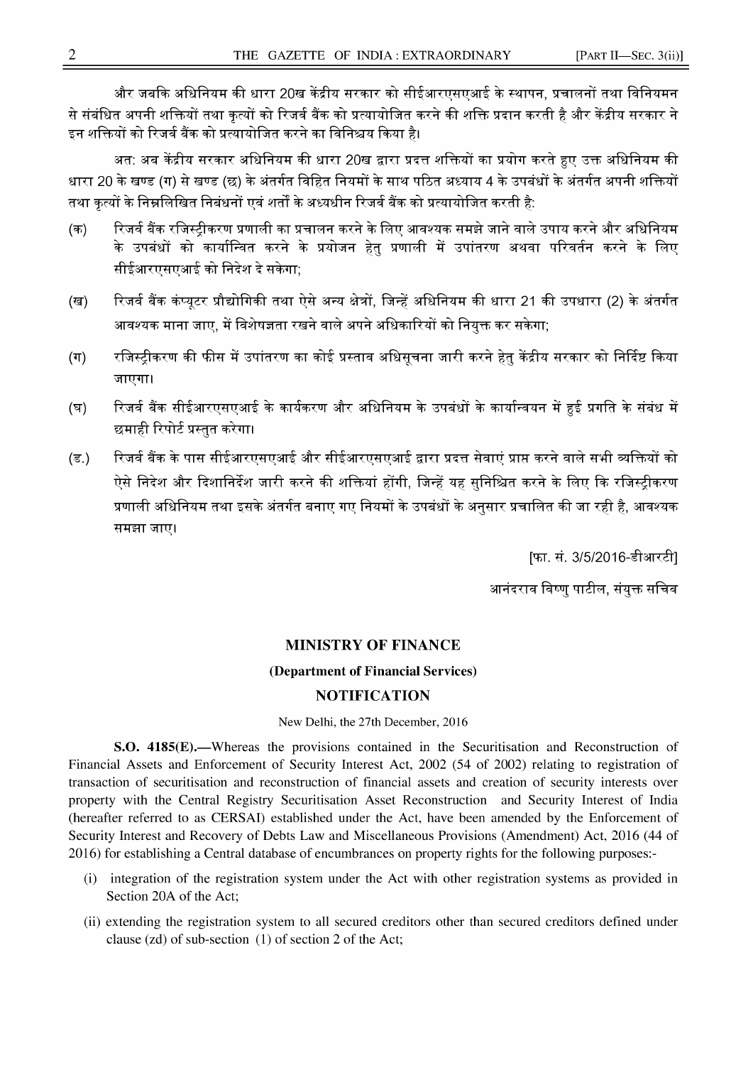और जबकि अधिनियम की धारा 20ख केंद्रीय सरकार को सीईआरएसएआई के स्थापन, प्रचालनों तथा विनियमन से संबंधित अपनी शक्तियों तथा कृत्यों को रिजर्व बैंक को प्रत्यायोजित करने की शक्ति प्रदान करती है और केंद्रीय सरकार ने इन शक्तियों को रिजर्व बैंक को प्रत्यायोजित करने का विनिश्चय किया है।

अत: अब केंद्रीय सरकार अधिनियम की धारा 20ख द्वारा प्रदत्त शक्तियों का प्रयोग करते हुए उक्त अधिनियम की धारा 20 के खण्ड (ग) से खण्ड (छ) के अंतर्गत विहित नियमों के साथ पठित अध्याय 4 के उपबंधों के अंतर्गत अपनी शक्तियों तथा कृत्यों के निम्नलिखित निबंधनों एवं शर्तों के अध्यधीन रिजर्व बैंक को प्रत्यायोजित करती है:

(क) रिजर्व बैंक रजिस्ट्रीकरण प्रणाली का प्रचालन करने के लिए आवश्यक समझे जाने वाले उपाय करने और अधिनियम के उपबंधों को कार्यान्वित करने के प्रयोजन हेतु प्रणाली में उपांतरण अथवा परिवर्तन करने के लिए सीईआरएसएआई को निदेश दे सकेगा;

(ख) रिजर्व बैंक कंप्यूटर प्रौद्योगिकी तथा ऐसे अन्य क्षेत्रों, जिन्हें अधिनियम की धारा 21 की उपधारा (2) के अंतर्गत आवश्यक माना जाए, में विशेषज्ञता रखने वाले अपने अधिकारियों को नियुक्त कर सकेगा;

(ग) रजिस्ट्रीकरण की फीस में उपांतरण का कोई प्रस्ताव अधिसूचना जारी करने हेतु केंद्रीय सरकार को निर्दिष्ट किया जाएगा।

(घ) रिजर्व बैंक सीईआरएसएआई के कार्यकरण और अधिनियम के उपबंधों के कार्यान्वयन में हुई प्रगति के संबंध में छमाही रिपोर्ट प्रस्तुत करेगा।

(ङ.) रिजर्व बैंक के पास सीईआरएसएआई और सीईआरएसएआई द्वारा प्रदत्त सेवाएं प्राप्त करने वाले सभी व्यक्तियों को ऐसे निदेश और दिशानिर्देश जारी करने की शक्तियां होंगी, जिन्हें यह सुनिश्चित करने के लिए कि रजिस्ट्रीकरण प्रणाली अधिनियम तथा इसके अंतर्गत बनाए गए नियमों के उपबंधों के अनुसार प्रचालित की जा रही है, आवश्यक समझा जाए।

[फा. सं. 3/5/2016-डीआरटी]

आनंदराव विष्णु पाटील, संयुक्त सचिव

## MINISTRY OF FINANCE

### (Department of Financial Services)

### NOTIFICATION

New Delhi, the 27th December, 2016

**S.O. 4185(E).**—Whereas the provisions contained in the Securitisation and Reconstruction of Financial Assets and Enforcement of Security Interest Act, 2002 (54 of 2002) relating to registration of transaction of securitisation and reconstruction of financial assets and creation of security interests over property with the Central Registry Securitisation Asset Reconstruction and Security Interest of India (hereafter referred to as CERSAI) established under the Act, have been amended by the Enforcement of Security Interest and Recovery of Debts Law and Miscellaneous Provisions (Amendment) Act, 2016 (44 of 2016) for establishing a Central database of encumbrances on property rights for the following purposes:-

(i) integration of the registration system under the Act with other registration systems as provided in Section 20A of the Act;

(ii) extending the registration system to all secured creditors other than secured creditors defined under clause (zd) of sub-section (1) of section 2 of the Act;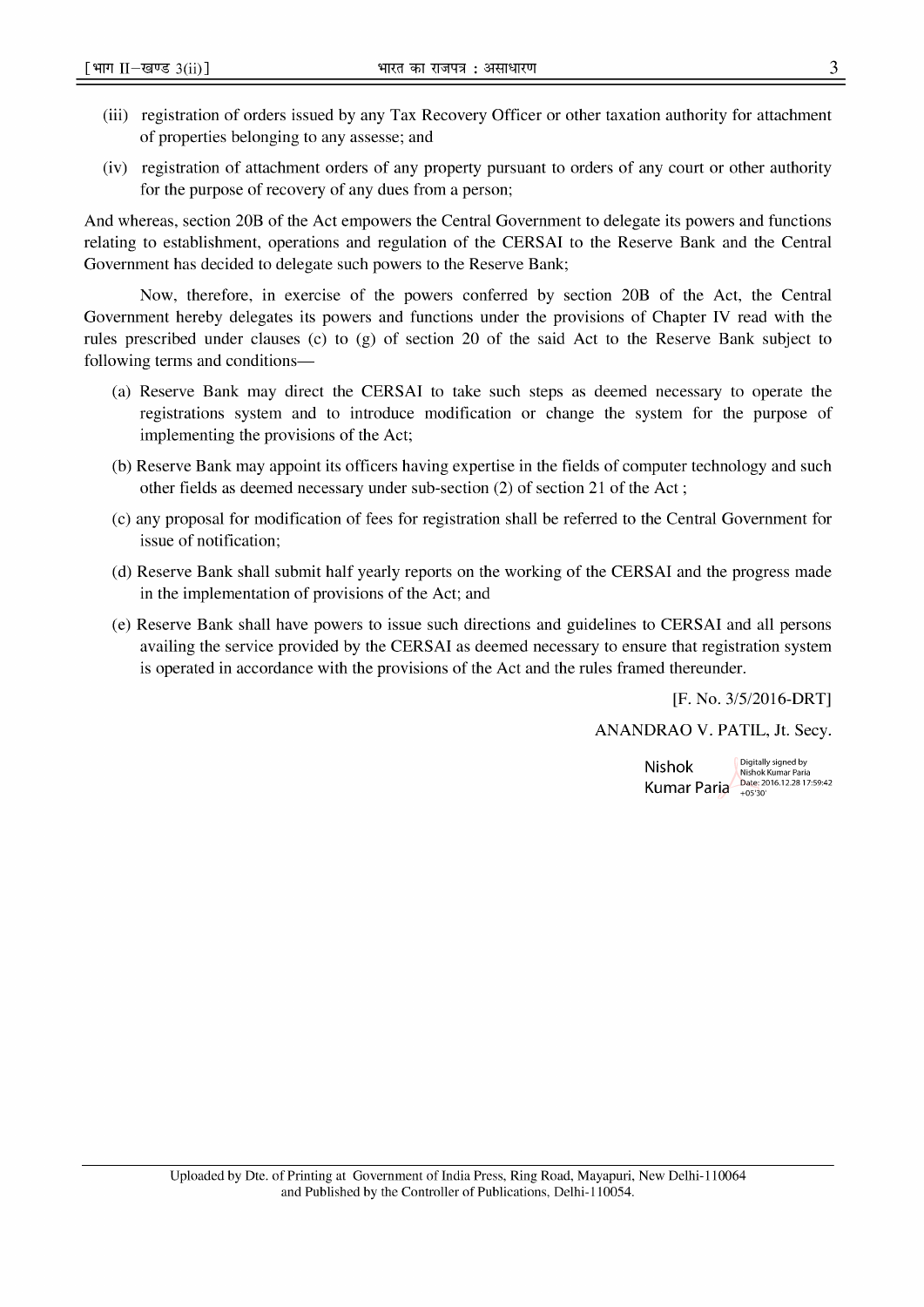(iii) registration of orders issued by any Tax Recovery Officer or other taxation authority for attachment of properties belonging to any assesse; and

(iv) registration of attachment orders of any property pursuant to orders of any court or other authority for the purpose of recovery of any dues from a person;

And whereas, section 20B of the Act empowers the Central Government to delegate its powers and functions relating to establishment, operations and regulation of the CERSAI to the Reserve Bank and the Central Government has decided to delegate such powers to the Reserve Bank;

Now, therefore, in exercise of the powers conferred by section 20B of the Act, the Central Government hereby delegates its powers and functions under the provisions of Chapter IV read with the rules prescribed under clauses (c) to (g) of section 20 of the said Act to the Reserve Bank subject to following terms and conditions—

(a) Reserve Bank may direct the CERSAI to take such steps as deemed necessary to operate the registrations system and to introduce modification or change the system for the purpose of implementing the provisions of the Act;

(b) Reserve Bank may appoint its officers having expertise in the fields of computer technology and such other fields as deemed necessary under sub-section (2) of section 21 of the Act ;

(c) any proposal for modification of fees for registration shall be referred to the Central Government for issue of notification;

(d) Reserve Bank shall submit half yearly reports on the working of the CERSAI and the progress made in the implementation of provisions of the Act; and

(e) Reserve Bank shall have powers to issue such directions and guidelines to CERSAI and all persons availing the service provided by the CERSAI as deemed necessary to ensure that registration system is operated in accordance with the provisions of the Act and the rules framed thereunder.

[F. No. 3/5/2016-DRT]

ANANDRAO V. PATIL, Jt. Secy.

Nishok Kumar Paria — Digitally signed by Nishok Kumar Paria Date: 2016.12.28 17:59:42 +05'30'

Uploaded by Dte. of Printing at Government of India Press, Ring Road, Mayapuri, New Delhi-110064 and Published by the Controller of Publications, Delhi-110054.